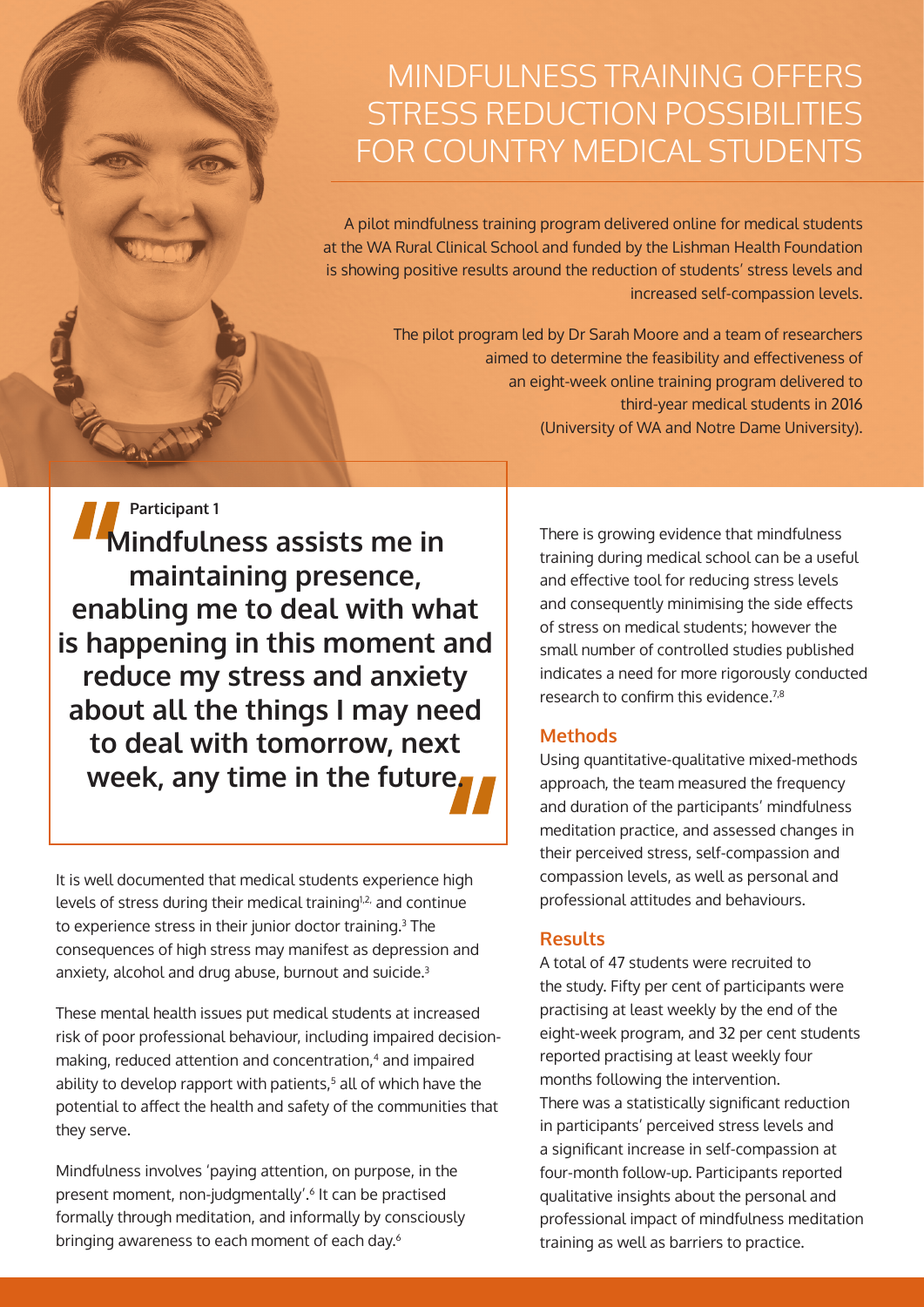# MINDFULNESS TRAINING OFFERS STRESS REDUCTION POSSIBILITIES FOR COUNTRY MEDICAL STUDENTS

A pilot mindfulness training program delivered online for medical students at the WA Rural Clinical School and funded by the Lishman Health Foundation is showing positive results around the reduction of students' stress levels and increased self-compassion levels.

The pilot program led by Dr Sarah Moore and a team of researchers aimed to determine the feasibility and effectiveness of an eight-week online training program delivered to third-year medical students in 2016 (University of WA and Notre Dame University).

> **Participant 1**
>
> **"Mindfulness assists me in maintaining presence, enabling me to deal with what is happening in this moment and reduce my stress and anxiety about all the things I may need to deal with tomorrow, next week, any time in the future."**

It is well documented that medical students experience high levels of stress during their medical training[1,2] and continue to experience stress in their junior doctor training.[3] The consequences of high stress may manifest as depression and anxiety, alcohol and drug abuse, burnout and suicide.[3]

These mental health issues put medical students at increased risk of poor professional behaviour, including impaired decision-making, reduced attention and concentration,[4] and impaired ability to develop rapport with patients,[5] all of which have the potential to affect the health and safety of the communities that they serve.

Mindfulness involves 'paying attention, on purpose, in the present moment, non-judgmentally'.[6] It can be practised formally through meditation, and informally by consciously bringing awareness to each moment of each day.[6]

There is growing evidence that mindfulness training during medical school can be a useful and effective tool for reducing stress levels and consequently minimising the side effects of stress on medical students; however the small number of controlled studies published indicates a need for more rigorously conducted research to confirm this evidence.[7,8]

## Methods

Using quantitative-qualitative mixed-methods approach, the team measured the frequency and duration of the participants' mindfulness meditation practice, and assessed changes in their perceived stress, self-compassion and compassion levels, as well as personal and professional attitudes and behaviours.

## Results

A total of 47 students were recruited to the study. Fifty per cent of participants were practising at least weekly by the end of the eight-week program, and 32 per cent students reported practising at least weekly four months following the intervention.

There was a statistically significant reduction in participants' perceived stress levels and a significant increase in self-compassion at four-month follow-up. Participants reported qualitative insights about the personal and professional impact of mindfulness meditation training as well as barriers to practice.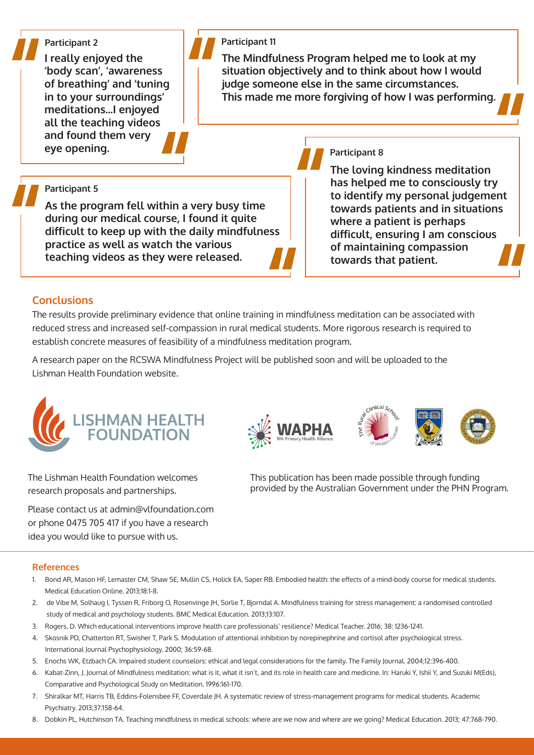> **Participant 2**
>
> **I really enjoyed the 'body scan', 'awareness of breathing' and 'tuning in to your surroundings' meditations...I enjoyed all the teaching videos and found them very eye opening.**

> **Participant 11**
>
> **The Mindfulness Program helped me to look at my situation objectively and to think about how I would judge someone else in the same circumstances. This made me more forgiving of how I was performing.**

> **Participant 5**
>
> **As the program fell within a very busy time during our medical course, I found it quite difficult to keep up with the daily mindfulness practice as well as watch the various teaching videos as they were released.**

> **Participant 8**
>
> **The loving kindness meditation has helped me to consciously try to identify my personal judgement towards patients and in situations where a patient is perhaps difficult, ensuring I am conscious of maintaining compassion towards that patient.**

## Conclusions

The results provide preliminary evidence that online training in mindfulness meditation can be associated with reduced stress and increased self-compassion in rural medical students. More rigorous research is required to establish concrete measures of feasibility of a mindfulness meditation program.

A research paper on the RCSWA Mindfulness Project will be published soon and will be uploaded to the Lishman Health Foundation website.

LISHMAN HEALTH FOUNDATION

WAPHA WA Primary Health Alliance

The Lishman Health Foundation welcomes research proposals and partnerships.

Please contact us at admin@vlfoundation.com or phone 0475 705 417 if you have a research idea you would like to pursue with us.

This publication has been made possible through funding provided by the Australian Government under the PHN Program.

## References

1. Bond AR, Mason HF, Lemaster CM, Shaw SE, Mullin CS, Holick EA, Saper RB. Embodied health: the effects of a mind-body course for medical students. Medical Education Online. 2013;18:1-8.
2. de Vibe M, Solhaug I, Tyssen R, Friborg O, Rosenvinge JH, Sorlie T, Bjorndal A. Mindfulness training for stress management: a randomised controlled study of medical and psychology students. BMC Medical Education. 2013;13:107.
3. Rogers, D. Which educational interventions improve health care professionals' resilience? Medical Teacher. 2016; 38: 1236-1241.
4. Skosnik PD, Chatterton RT, Swisher T, Park S. Modulation of attentional inhibition by norepinephrine and cortisol after psychological stress. International Journal Psychophysiology. 2000; 36:59-68.
5. Enochs WK, Etzbach CA. Impaired student counselors: ethical and legal considerations for the family. The Family Journal. 2004;12:396-400.
6. Kabat-Zinn, J. Journal of Mindfulness meditation: what is it, what it isn't, and its role in health care and medicine. In: Haruki Y, Ishii Y, and Suzuki M(Eds), Comparative and Psychological Study on Meditation. 1996:161-170.
7. Shiralkar MT, Harris TB, Eddins-Folensbee FF, Coverdale JH. A systematic review of stress-management programs for medical students. Academic Psychiatry. 2013;37:158-64.
8. Dobkin PL, Hutchinson TA. Teaching mindfulness in medical schools: where are we now and where are we going? Medical Education. 2013; 47:768-790.